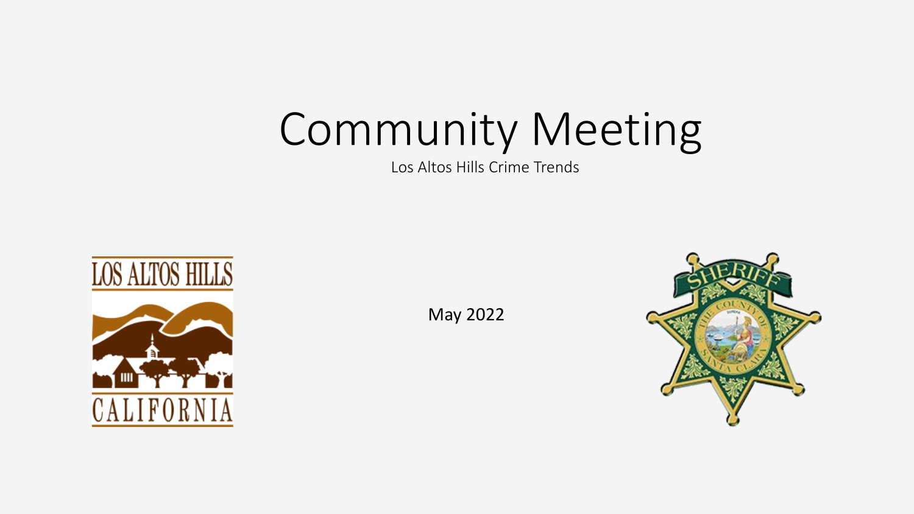# Community Meeting

Los Altos Hills Crime Trends

May 2022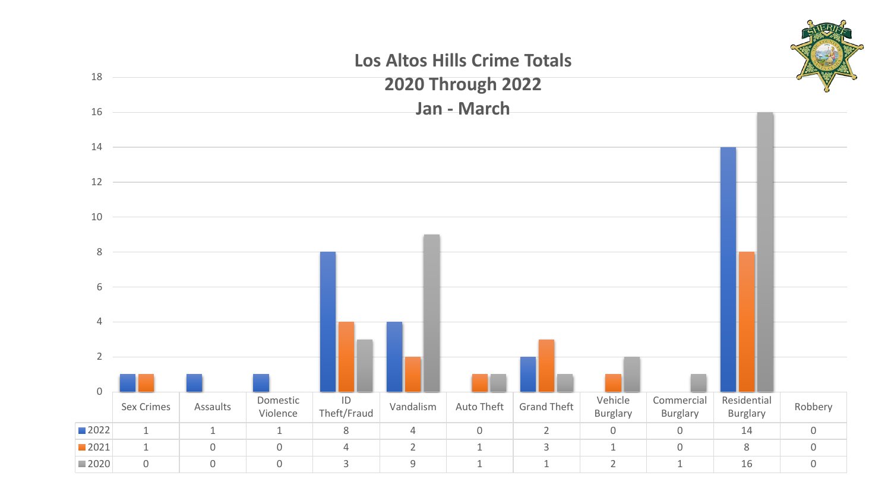# Los Altos Hills Crime Totals
## 2020 Through 2022
## Jan - March

| | Sex Crimes | Assaults | Domestic Violence | ID Theft/Fraud | Vandalism | Auto Theft | Grand Theft | Vehicle Burglary | Commercial Burglary | Residential Burglary | Robbery |
|---|---|---|---|---|---|---|---|---|---|---|---|
| 2022 | 1 | 1 | 1 | 8 | 4 | 0 | 2 | 0 | 0 | 14 | 0 |
| 2021 | 1 | 0 | 0 | 4 | 2 | 1 | 3 | 1 | 0 | 8 | 0 |
| 2020 | 0 | 0 | 0 | 3 | 9 | 1 | 1 | 2 | 1 | 16 | 0 |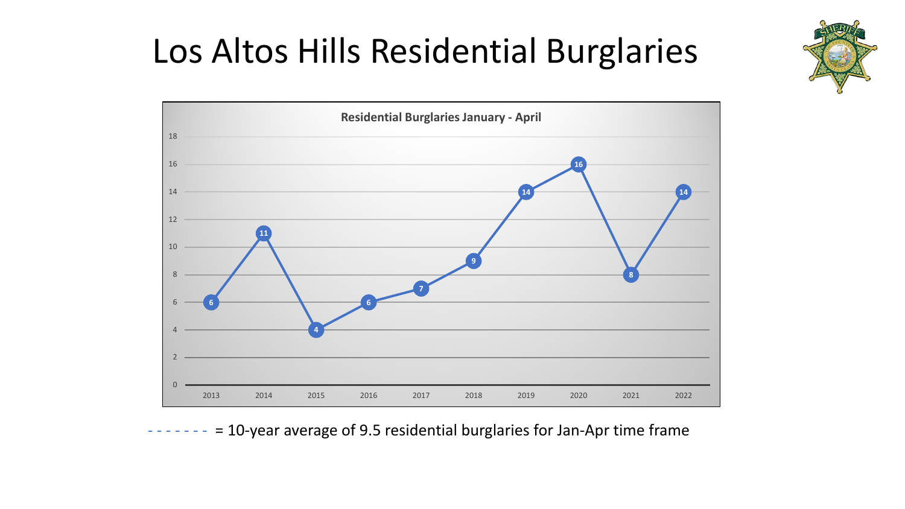# Los Altos Hills Residential Burglaries

**Residential Burglaries January - April**

| Year | Residential Burglaries |
|---|---|
| 2013 | 6 |
| 2014 | 11 |
| 2015 | 4 |
| 2016 | 6 |
| 2017 | 7 |
| 2018 | 9 |
| 2019 | 14 |
| 2020 | 16 |
| 2021 | 8 |
| 2022 | 14 |

- - - - - - - = 10-year average of 9.5 residential burglaries for Jan-Apr time frame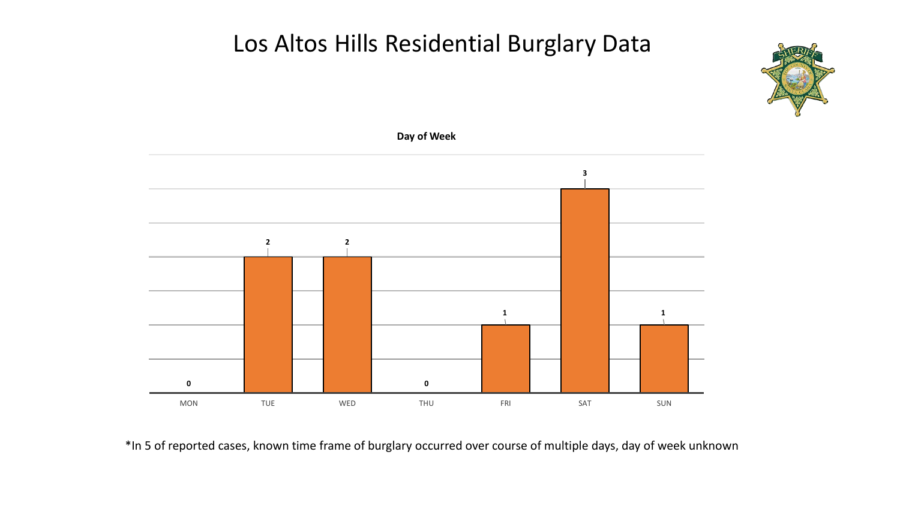# Los Altos Hills Residential Burglary Data

**Day of Week**

| Day | Count |
|---|---|
| MON | 0 |
| TUE | 2 |
| WED | 2 |
| THU | 0 |
| FRI | 1 |
| SAT | 3 |
| SUN | 1 |

*In 5 of reported cases, known time frame of burglary occurred over course of multiple days, day of week unknown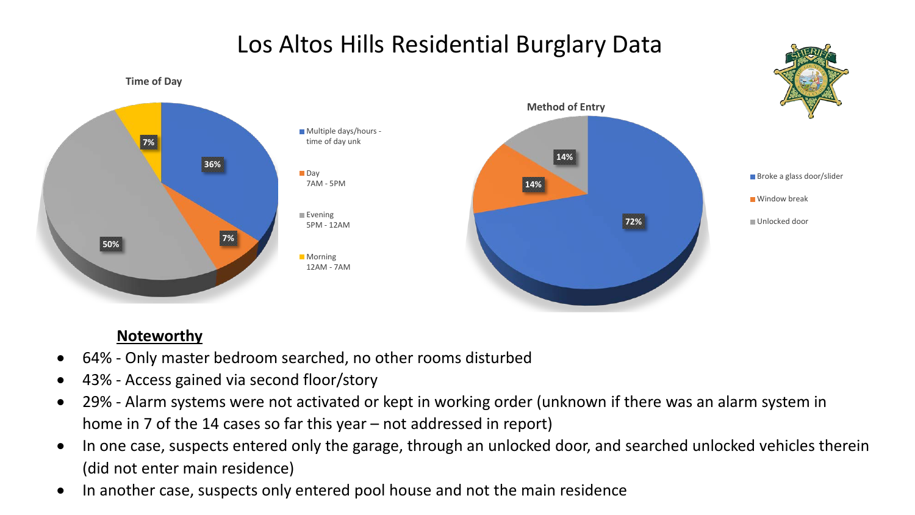# Los Altos Hills Residential Burglary Data

### Time of Day

| Time of Day | Percentage |
| --- | --- |
| Multiple days/hours - time of day unk | 36% |
| Day 7AM - 5PM | 7% |
| Evening 5PM - 12AM | 50% |
| Morning 12AM - 7AM | 7% |

### Method of Entry

| Method of Entry | Percentage |
| --- | --- |
| Broke a glass door/slider | 72% |
| Window break | 14% |
| Unlocked door | 14% |

**Noteworthy**

- 64% - Only master bedroom searched, no other rooms disturbed
- 43% - Access gained via second floor/story
- 29% - Alarm systems were not activated or kept in working order (unknown if there was an alarm system in home in 7 of the 14 cases so far this year – not addressed in report)
- In one case, suspects entered only the garage, through an unlocked door, and searched unlocked vehicles therein (did not enter main residence)
- In another case, suspects only entered pool house and not the main residence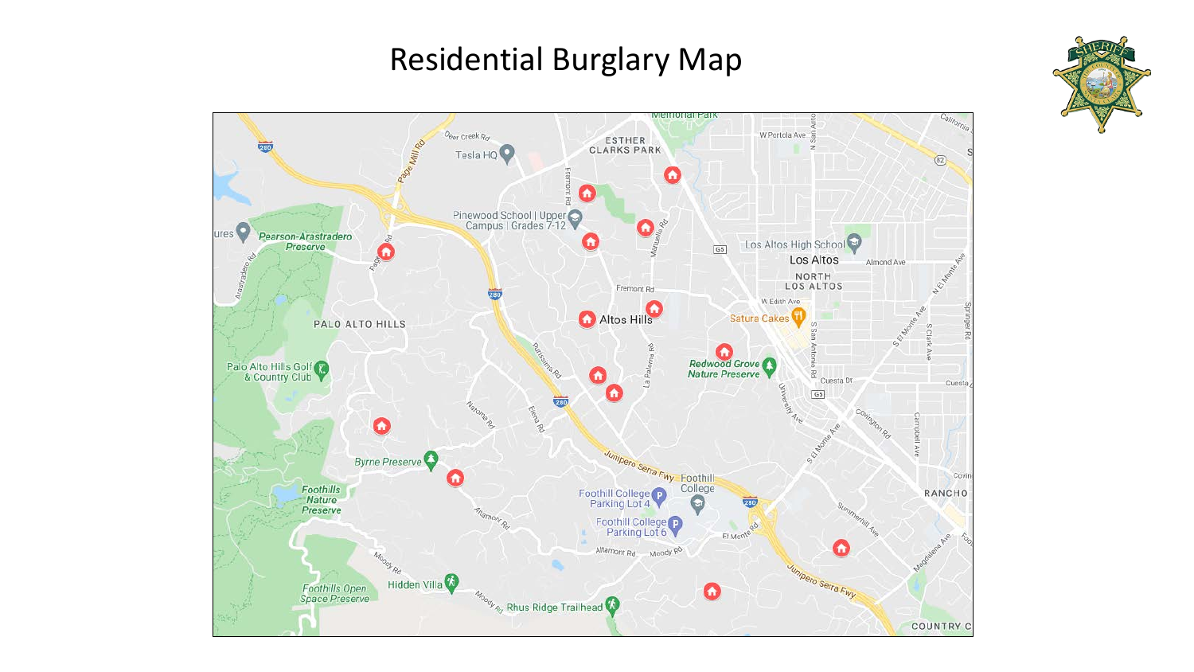# Residential Burglary Map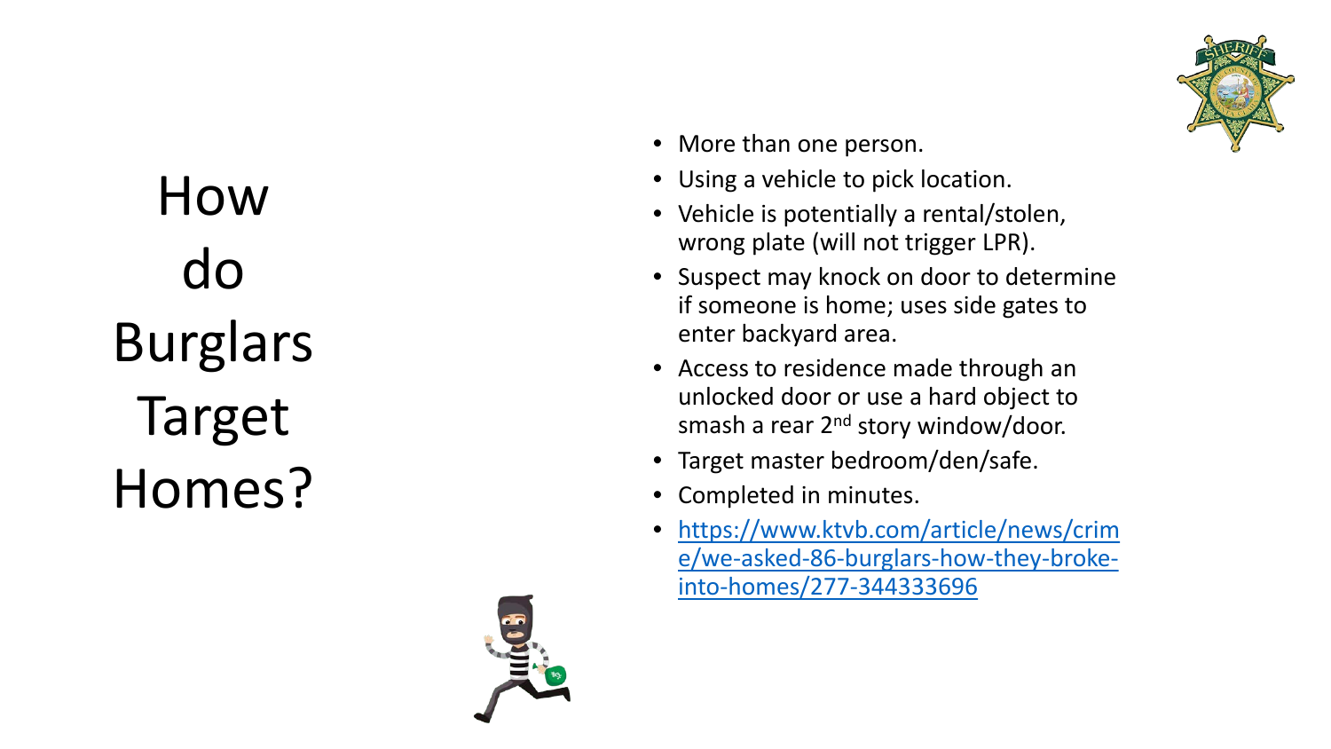# How do Burglars Target Homes?

- More than one person.
- Using a vehicle to pick location.
- Vehicle is potentially a rental/stolen, wrong plate (will not trigger LPR).
- Suspect may knock on door to determine if someone is home; uses side gates to enter backyard area.
- Access to residence made through an unlocked door or use a hard object to smash a rear 2nd story window/door.
- Target master bedroom/den/safe.
- Completed in minutes.
- https://www.ktvb.com/article/news/crime/we-asked-86-burglars-how-they-broke-into-homes/277-344333696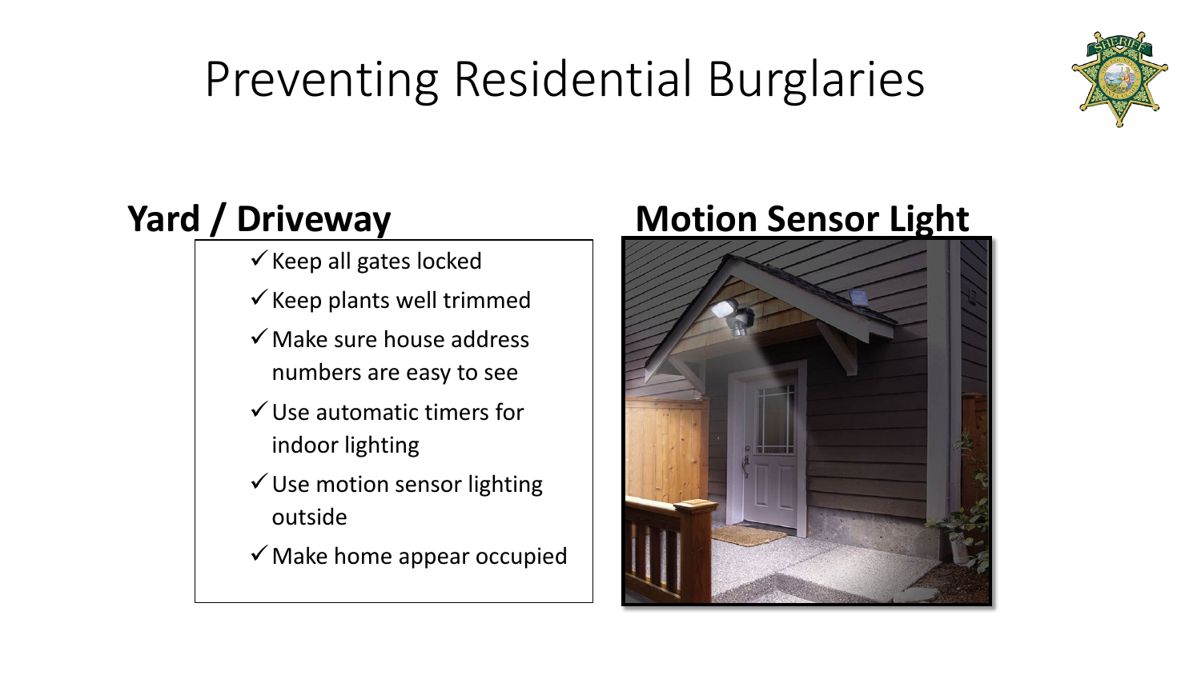# Preventing Residential Burglaries

## Yard / Driveway

- ✓ Keep all gates locked
- ✓ Keep plants well trimmed
- ✓ Make sure house address numbers are easy to see
- ✓ Use automatic timers for indoor lighting
- ✓ Use motion sensor lighting outside
- ✓ Make home appear occupied

## Motion Sensor Light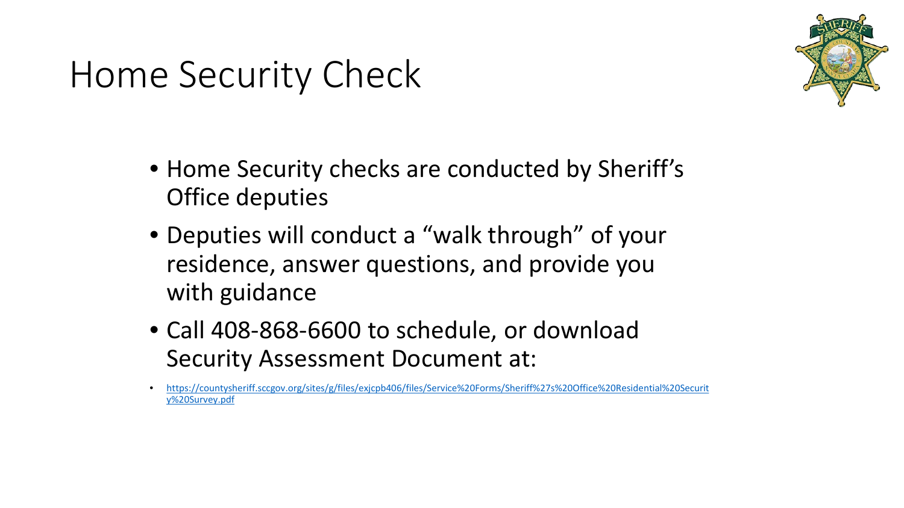# Home Security Check

- Home Security checks are conducted by Sheriff's Office deputies
- Deputies will conduct a "walk through" of your residence, answer questions, and provide you with guidance
- Call 408-868-6600 to schedule, or download Security Assessment Document at:
  - https://countysheriff.sccgov.org/sites/g/files/exjcpb406/files/Service%20Forms/Sheriff%27s%20Office%20Residential%20Security%20Survey.pdf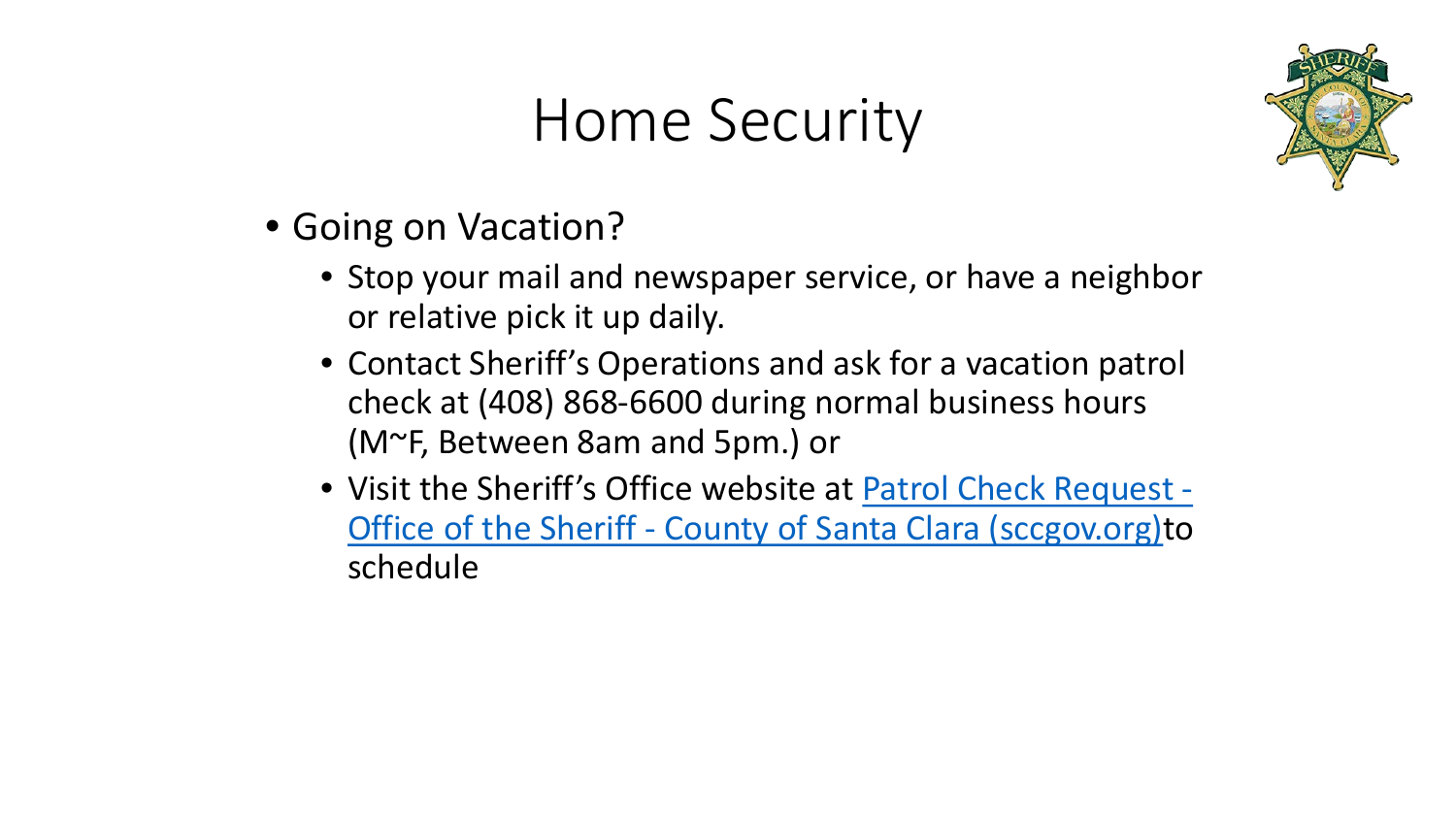# Home Security

- Going on Vacation?
  - Stop your mail and newspaper service, or have a neighbor or relative pick it up daily.
  - Contact Sheriff's Operations and ask for a vacation patrol check at (408) 868-6600 during normal business hours (M~F, Between 8am and 5pm.) or
  - Visit the Sheriff's Office website at Patrol Check Request - Office of the Sheriff - County of Santa Clara (sccgov.org)to schedule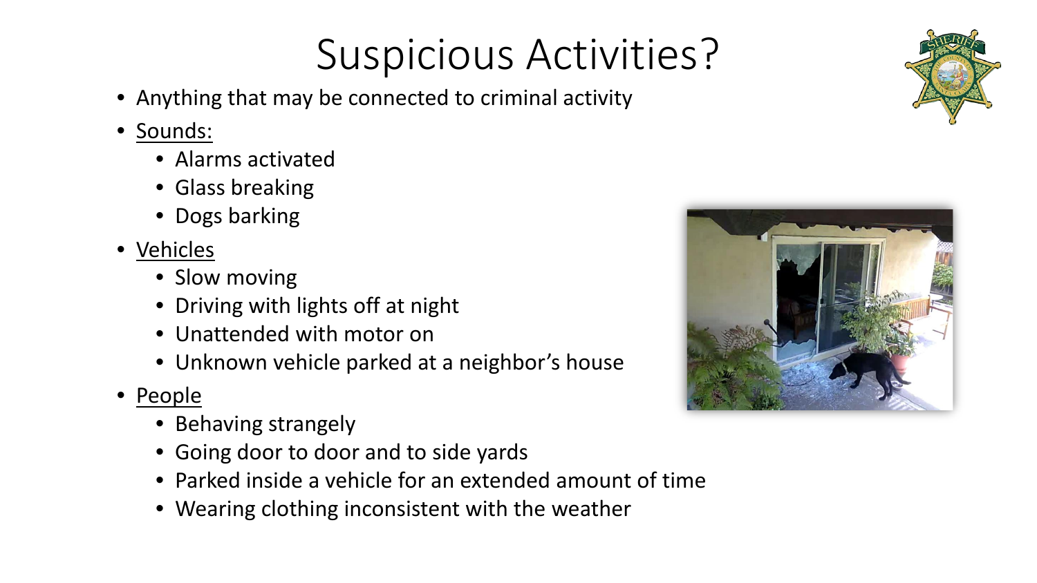# Suspicious Activities?

- Anything that may be connected to criminal activity
- Sounds:
  - Alarms activated
  - Glass breaking
  - Dogs barking
- Vehicles
  - Slow moving
  - Driving with lights off at night
  - Unattended with motor on
  - Unknown vehicle parked at a neighbor's house
- People
  - Behaving strangely
  - Going door to door and to side yards
  - Parked inside a vehicle for an extended amount of time
  - Wearing clothing inconsistent with the weather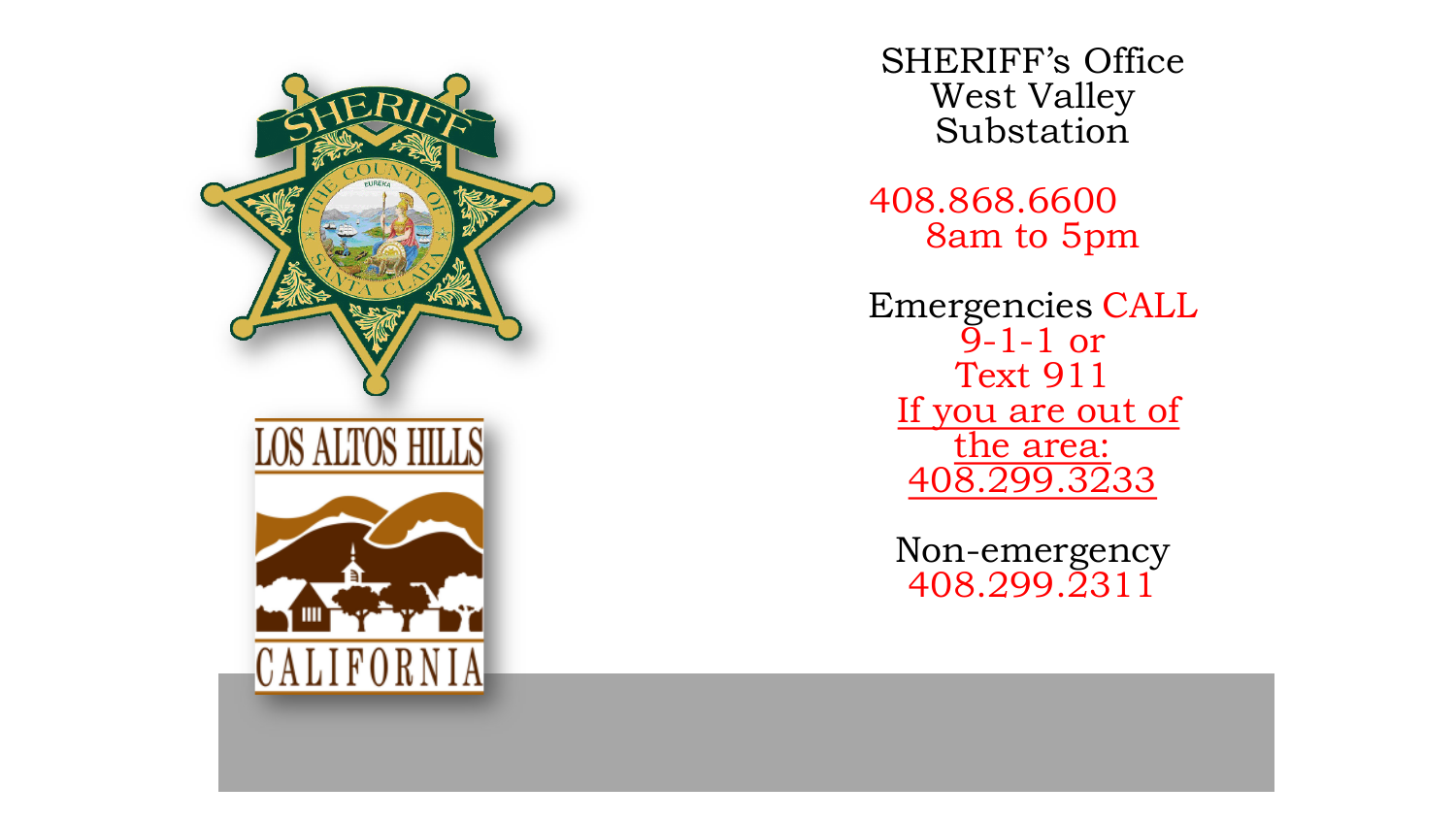SHERIFF's Office
West Valley
Substation

408.868.6600
8am to 5pm

Emergencies CALL
9-1-1 or
Text 911
If you are out of
the area:
408.299.3233

Non-emergency
408.299.2311